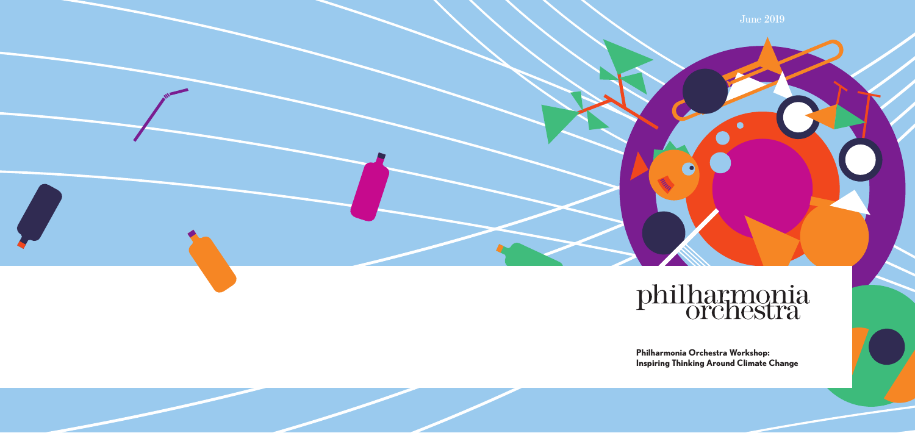June 2019

philharmonia orchestra

**Philharmonia Orchestra Workshop: Inspiring Thinking Around Climate Change**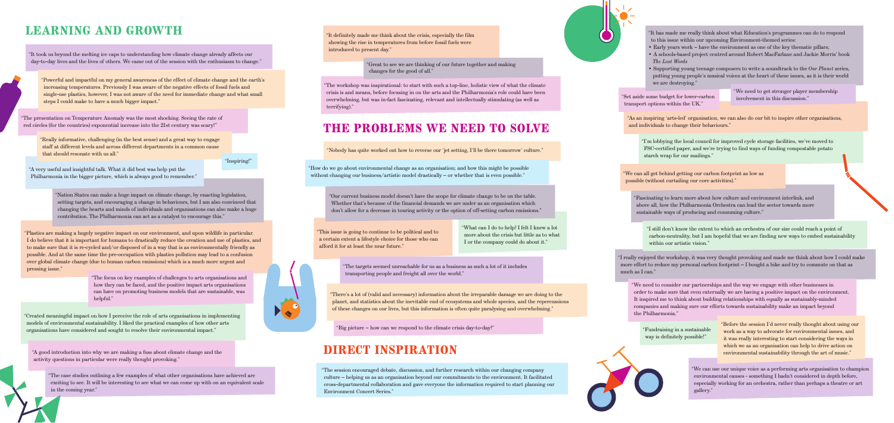## LEARNING AND GROWTH

"It took us beyond the melting ice caps to understanding how climate change already affects our day-to-day lives and the lives of others. We came out of the session with the enthusiasm to change."

"Powerful and impactful on my general awareness of the effect of climate change and the earth's increasing temperatures. Previously I was aware of the negative effects of fossil fuels and single-use plastics, however, I was not aware of the need for immediate change and what small steps I could make to have a much bigger impact."

"The presentation on Temperature Anomaly was the most shocking. Seeing the rate of red circles (for the countries) exponential increase into the 21st century was scary!"

"Really informative, challenging (in the best sense) and a great way to engage staff at different levels and across different departments in a common cause that should resonate with us all."

"Inspiring!"

"A very useful and insightful talk. What it did best was help put the Philharmonia in the bigger picture, which is always good to remember."

"Nation States can make a huge impact on climate change, by enacting legislation, setting targets, and encouraging a change in behaviours, but I am also convinced that changing the hearts and minds of individuals and organisations can also make a huge contribution. The Philharmonia can act as a catalyst to encourage this."

"Plastics are making a hugely negative impact on our environment, and upon wildlife in particular. I do believe that it is important for humans to drastically reduce the creation and use of plastics, and to make sure that it is re-cycled and/or disposed of in a way that is as environmentally friendly as possible. And at the same time the pre-occupation with plastics pollution may lead to a confusion over global climate change (due to human carbon emissions) which is a much more urgent and pressing issue."

"The focus on key examples of challenges to arts organisations and how they can be faced, and the positive impact arts organisations can have on promoting business models that are sustainable, was helpful."

"Created meaningful impact on how I perceive the role of arts organisations in implementing models of environmental sustainability. I liked the practical examples of how other arts organisations have considered and sought to resolve their environmental impact."

"A good introduction into why we are making a fuss about climate change and the activity questions in particular were really thought provoking."

"The case studies outlining a few examples of what other organisations have achieved are exciting to see. It will be interesting to see what we can come up with on an equivalent scale in the coming year."

"It definitely made me think about the crisis, especially the film showing the rise in temperatures from before fossil fuels were introduced to present day."

"Great to see we are thinking of our future together and making changes for the good of all."

"The workshop was inspirational: to start with such a top-line, holistic view of what the climate crisis is and means, before focusing in on the arts and the Philharmonia's role could have been overwhelming, but was in-fact fascinating, relevant and intellectually stimulating (as well as terrifying)."

## THE PROBLEMS WE NEED TO SOLVE

"Nobody has quite worked out how to reverse our 'jet setting, I'll be there tomorrow' culture."

"How do we go about environmental change as an organisation; and how this might be possible without changing our business/artistic model drastically – or whether that is even possible."

"Our current business model doesn't have the scope for climate change to be on the table. Whether that's because of the financial demands we are under as an organisation which don't allow for a decrease in touring activity or the option of off-setting carbon emissions."

"This issue is going to continue to be political and to a certain extent a lifestyle choice for those who can afford it for at least the near future."

"What can I do to help? I felt I knew a lot more about the crisis but little as to what I or the company could do about it."

"The targets seemed unreachable for us as a business as such a lot of it includes transporting people and freight all over the world."

"There's a lot of (valid and necessary) information about the irreparable damage we are doing to the planet, and statistics about the inevitable end of ecosystems and whole species, and the repercussions of these changes on our lives, but this information is often quite paralysing and overwhelming."

"Big picture – how can we respond to the climate crisis day-to-day?"

## DIRECT INSPIRATION

"The session encouraged debate, discussion, and further research within our changing company culture – helping us as an organisation beyond our commitments to the environment. It facilitated cross-departmental collaboration and gave everyone the information required to start planning our Environment Concert Series."

"It has made me really think about what Education's programmes can do to respond to this issue within our upcoming Environment-themed series:

- Early years work – have the environment as one of the key thematic pillars;
- A schools-based project centred around Robert MacFarlane and Jackie Morris' book *The Lost Words*
- Supporting young teenage composers to write a soundtrack to the *Our Planet* series, putting young people's musical voices at the heart of these issues, as it is their world we are destroying."

"Set aside some budget for lower-carbon transport options within the UK."

"We need to get stronger player membership involvement in this discussion."

"As an inspiring 'arts-led' organisation, we can also do our bit to inspire other organisations, and individuals to change their behaviours."

"I'm lobbying the local council for improved cycle storage facilities, we've moved to FSC-certified paper, and we're trying to find ways of funding compostable potato starch wrap for our mailings."

"We can all get behind getting our carbon footprint as low as possible (without curtailing our core activities)."

"Fascinating to learn more about how culture and environment interlink, and above all, how the Philharmonia Orchestra can lead the sector towards more sustainable ways of producing and consuming culture."

"I still don't know the extent to which an orchestra of our size could reach a point of carbon-neutrality, but I am hopeful that we are finding new ways to embed sustainability within our artistic vision."

"I really enjoyed the workshop, it was very thought provoking and made me think about how I could make more effort to reduce my personal carbon footprint – I bought a bike and try to commute on that as much as I can."

"We need to consider our partnerships and the way we engage with other businesses in order to make sure that even externally we are having a positive impact on the environment. It inspired me to think about building relationships with equally as sustainably-minded companies and making sure our efforts towards sustainability make an impact beyond the Philharmonia."

"Fundraising in a sustainable way is definitely possible!"

"Before the session I'd never really thought about using our work as a way to advocate for environmental issues, and it was really interesting to start considering the ways in which we as an organisation can help to drive action on environmental sustainability through the art of music."

"We can use our unique voice as a performing arts organisation to champion environmental causes - something I hadn't considered in depth before, especially working for an orchestra, rather than perhaps a theatre or art gallery."